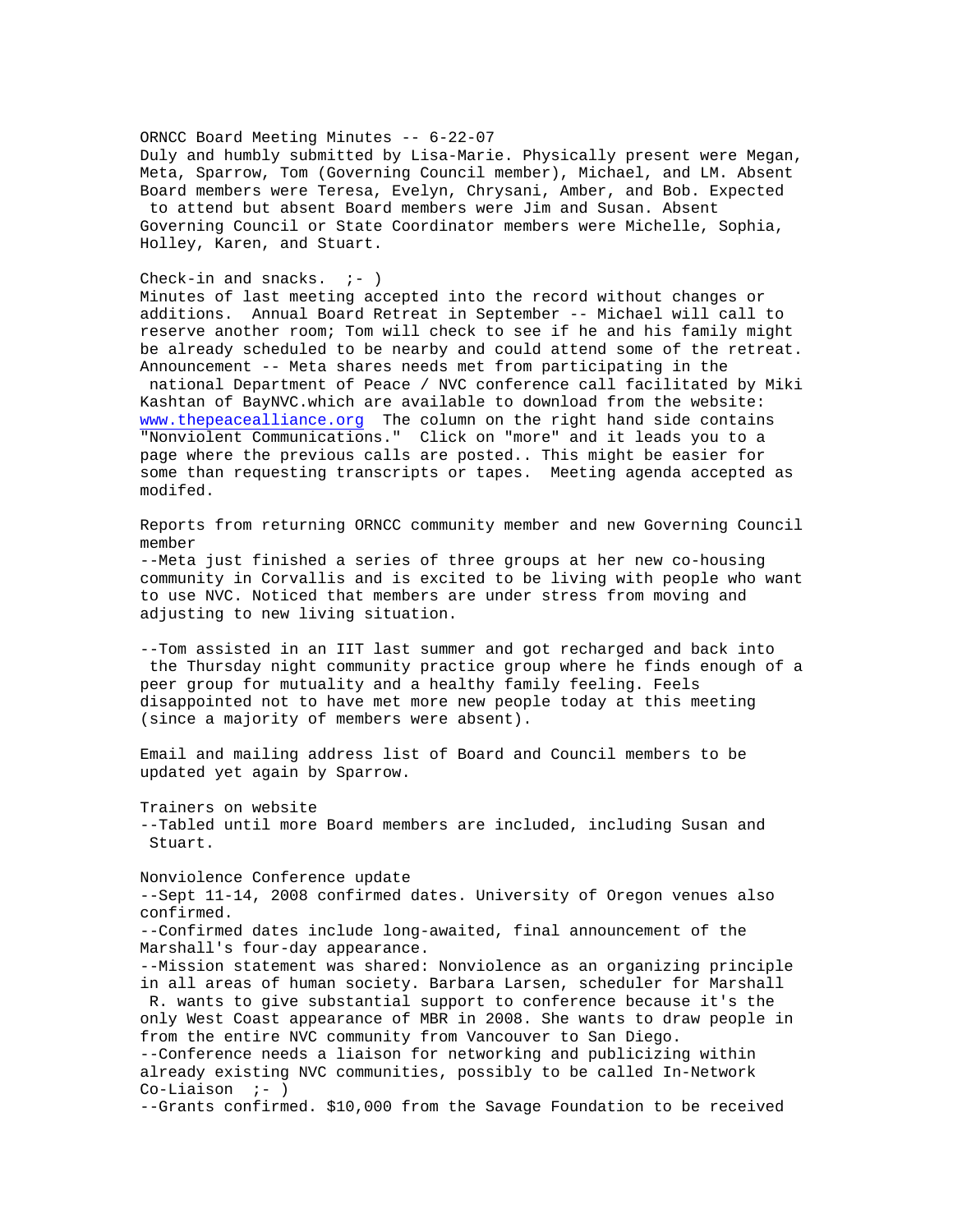ORNCC Board Meeting Minutes -- 6-22-07

Duly and humbly submitted by Lisa-Marie. Physically present were Megan, Meta, Sparrow, Tom (Governing Council member), Michael, and LM. Absent Board members were Teresa, Evelyn, Chrysani, Amber, and Bob. Expected to attend but absent Board members were Jim and Susan. Absent Governing Council or State Coordinator members were Michelle, Sophia, Holley, Karen, and Stuart.

Check-in and snacks. ;- )

Minutes of last meeting accepted into the record without changes or additions. Annual Board Retreat in September -- Michael will call to reserve another room; Tom will check to see if he and his family might be already scheduled to be nearby and could attend some of the retreat. Announcement -- Meta shares needs met from participating in the national Department of Peace / NVC conference call facilitated by Miki Kashtan of BayNVC.which are available to download from the website: [www.thepeacealliance.org](http://www.thepeacealliance.org) The column on the right hand side contains "Nonviolent Communications." Click on "more" and it leads you to a page where the previous calls are posted.. This might be easier for some than requesting transcripts or tapes. Meeting agenda accepted as modifed.

Reports from returning ORNCC community member and new Governing Council member

--Meta just finished a series of three groups at her new co-housing community in Corvallis and is excited to be living with people who want to use NVC. Noticed that members are under stress from moving and adjusting to new living situation.

--Tom assisted in an IIT last summer and got recharged and back into the Thursday night community practice group where he finds enough of a peer group for mutuality and a healthy family feeling. Feels disappointed not to have met more new people today at this meeting (since a majority of members were absent).

Email and mailing address list of Board and Council members to be updated yet again by Sparrow.

Trainers on website

--Tabled until more Board members are included, including Susan and Stuart.

Nonviolence Conference update

--Sept 11-14, 2008 confirmed dates. University of Oregon venues also confirmed.

--Confirmed dates include long-awaited, final announcement of the Marshall's four-day appearance.

--Mission statement was shared: Nonviolence as an organizing principle in all areas of human society. Barbara Larsen, scheduler for Marshall R. wants to give substantial support to conference because it's the only West Coast appearance of MBR in 2008. She wants to draw people in from the entire NVC community from Vancouver to San Diego.

--Conference needs a liaison for networking and publicizing within already existing NVC communities, possibly to be called In-Network Co-Liaison ;- )

--Grants confirmed. $10,000 from the Savage Foundation to be received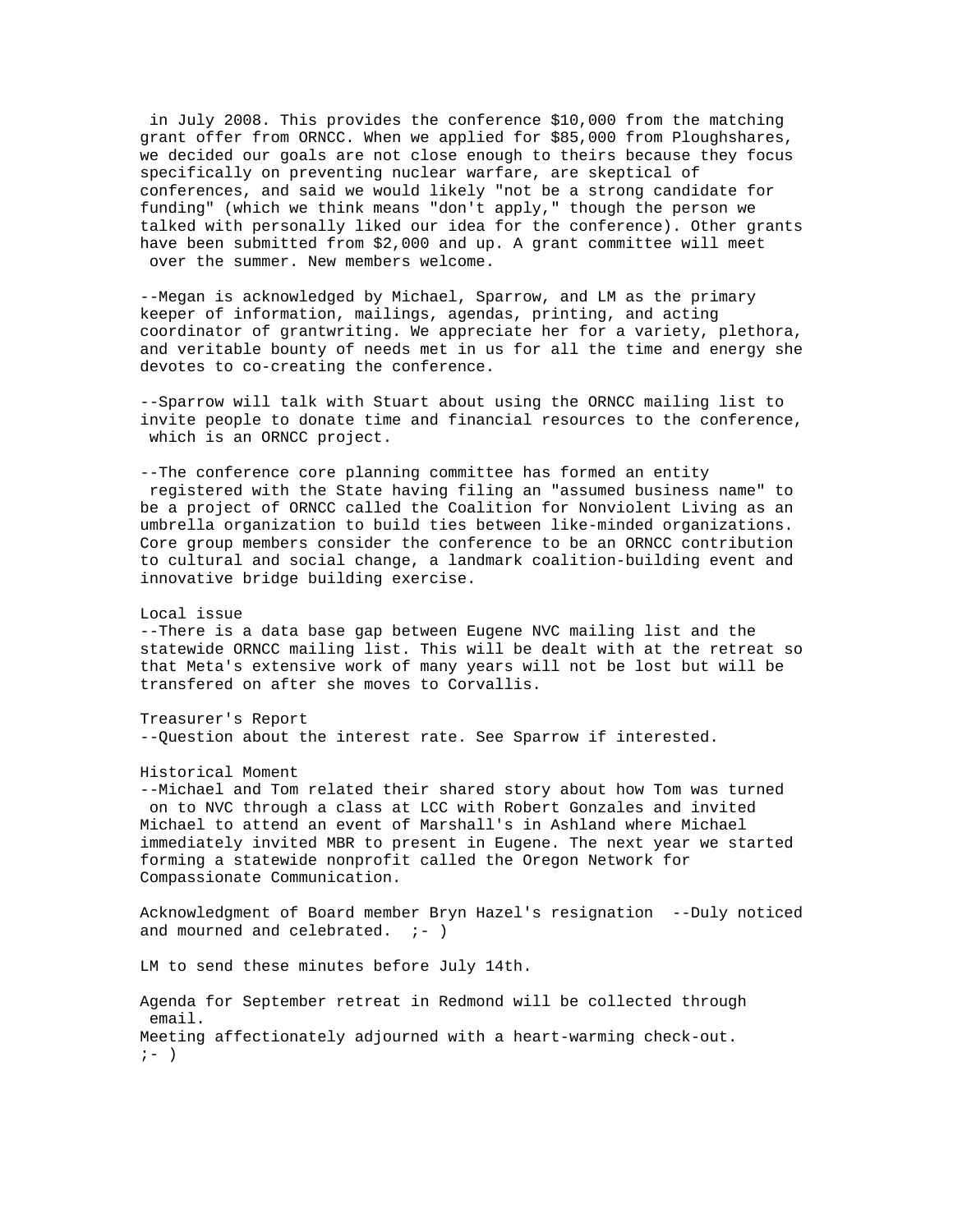in July 2008. This provides the conference $10,000 from the matching grant offer from ORNCC. When we applied for $85,000 from Ploughshares, we decided our goals are not close enough to theirs because they focus specifically on preventing nuclear warfare, are skeptical of conferences, and said we would likely "not be a strong candidate for funding" (which we think means "don't apply," though the person we talked with personally liked our idea for the conference). Other grants have been submitted from $2,000 and up. A grant committee will meet over the summer. New members welcome.

--Megan is acknowledged by Michael, Sparrow, and LM as the primary keeper of information, mailings, agendas, printing, and acting coordinator of grantwriting. We appreciate her for a variety, plethora, and veritable bounty of needs met in us for all the time and energy she devotes to co-creating the conference.

--Sparrow will talk with Stuart about using the ORNCC mailing list to invite people to donate time and financial resources to the conference, which is an ORNCC project.

--The conference core planning committee has formed an entity registered with the State having filing an "assumed business name" to be a project of ORNCC called the Coalition for Nonviolent Living as an umbrella organization to build ties between like-minded organizations. Core group members consider the conference to be an ORNCC contribution to cultural and social change, a landmark coalition-building event and innovative bridge building exercise.

Local issue
--There is a data base gap between Eugene NVC mailing list and the statewide ORNCC mailing list. This will be dealt with at the retreat so that Meta's extensive work of many years will not be lost but will be transfered on after she moves to Corvallis.

Treasurer's Report
--Question about the interest rate. See Sparrow if interested.

Historical Moment
--Michael and Tom related their shared story about how Tom was turned on to NVC through a class at LCC with Robert Gonzales and invited Michael to attend an event of Marshall's in Ashland where Michael immediately invited MBR to present in Eugene. The next year we started forming a statewide nonprofit called the Oregon Network for Compassionate Communication.

Acknowledgment of Board member Bryn Hazel's resignation --Duly noticed and mourned and celebrated. ;- )

LM to send these minutes before July 14th.

Agenda for September retreat in Redmond will be collected through email.
Meeting affectionately adjourned with a heart-warming check-out. ;- )